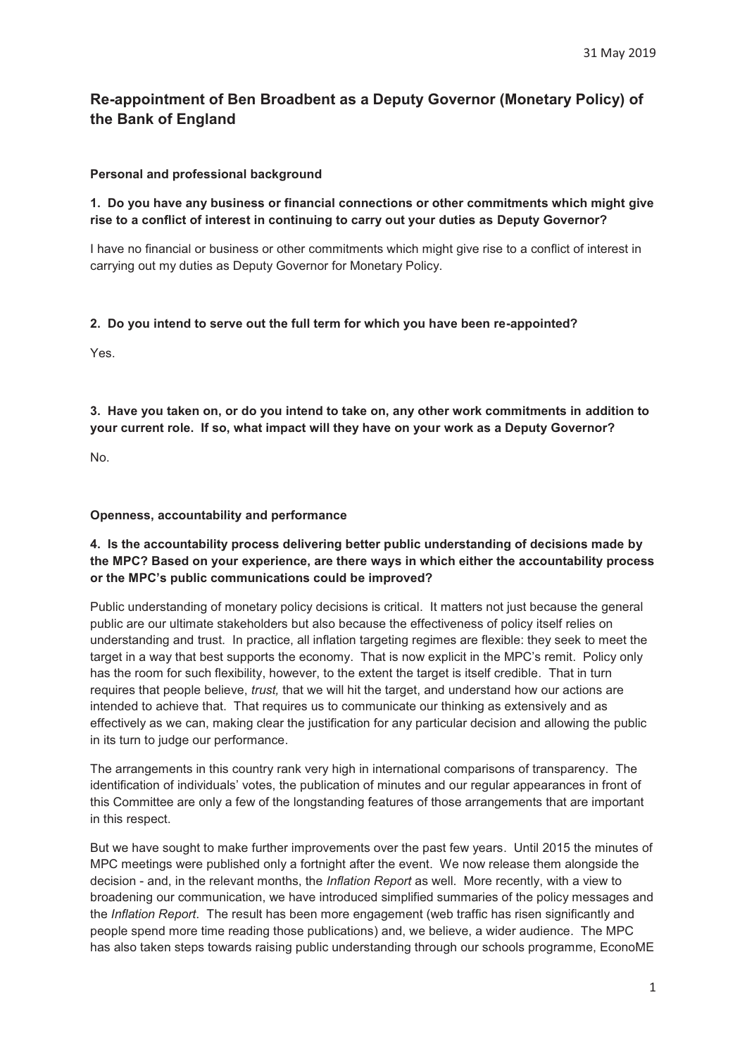31 May 2019

# Re-appointment of Ben Broadbent as a Deputy Governor (Monetary Policy) of the Bank of England

## Personal and professional background

**1. Do you have any business or financial connections or other commitments which might give rise to a conflict of interest in continuing to carry out your duties as Deputy Governor?**

I have no financial or business or other commitments which might give rise to a conflict of interest in carrying out my duties as Deputy Governor for Monetary Policy.

**2. Do you intend to serve out the full term for which you have been re-appointed?**

Yes.

**3. Have you taken on, or do you intend to take on, any other work commitments in addition to your current role. If so, what impact will they have on your work as a Deputy Governor?**

No.

## Openness, accountability and performance

**4. Is the accountability process delivering better public understanding of decisions made by the MPC? Based on your experience, are there ways in which either the accountability process or the MPC's public communications could be improved?**

Public understanding of monetary policy decisions is critical. It matters not just because the general public are our ultimate stakeholders but also because the effectiveness of policy itself relies on understanding and trust. In practice, all inflation targeting regimes are flexible: they seek to meet the target in a way that best supports the economy. That is now explicit in the MPC's remit. Policy only has the room for such flexibility, however, to the extent the target is itself credible. That in turn requires that people believe, *trust,* that we will hit the target, and understand how our actions are intended to achieve that. That requires us to communicate our thinking as extensively and as effectively as we can, making clear the justification for any particular decision and allowing the public in its turn to judge our performance.

The arrangements in this country rank very high in international comparisons of transparency. The identification of individuals' votes, the publication of minutes and our regular appearances in front of this Committee are only a few of the longstanding features of those arrangements that are important in this respect.

But we have sought to make further improvements over the past few years. Until 2015 the minutes of MPC meetings were published only a fortnight after the event. We now release them alongside the decision - and, in the relevant months, the *Inflation Report* as well. More recently, with a view to broadening our communication, we have introduced simplified summaries of the policy messages and the *Inflation Report*. The result has been more engagement (web traffic has risen significantly and people spend more time reading those publications) and, we believe, a wider audience. The MPC has also taken steps towards raising public understanding through our schools programme, EconoME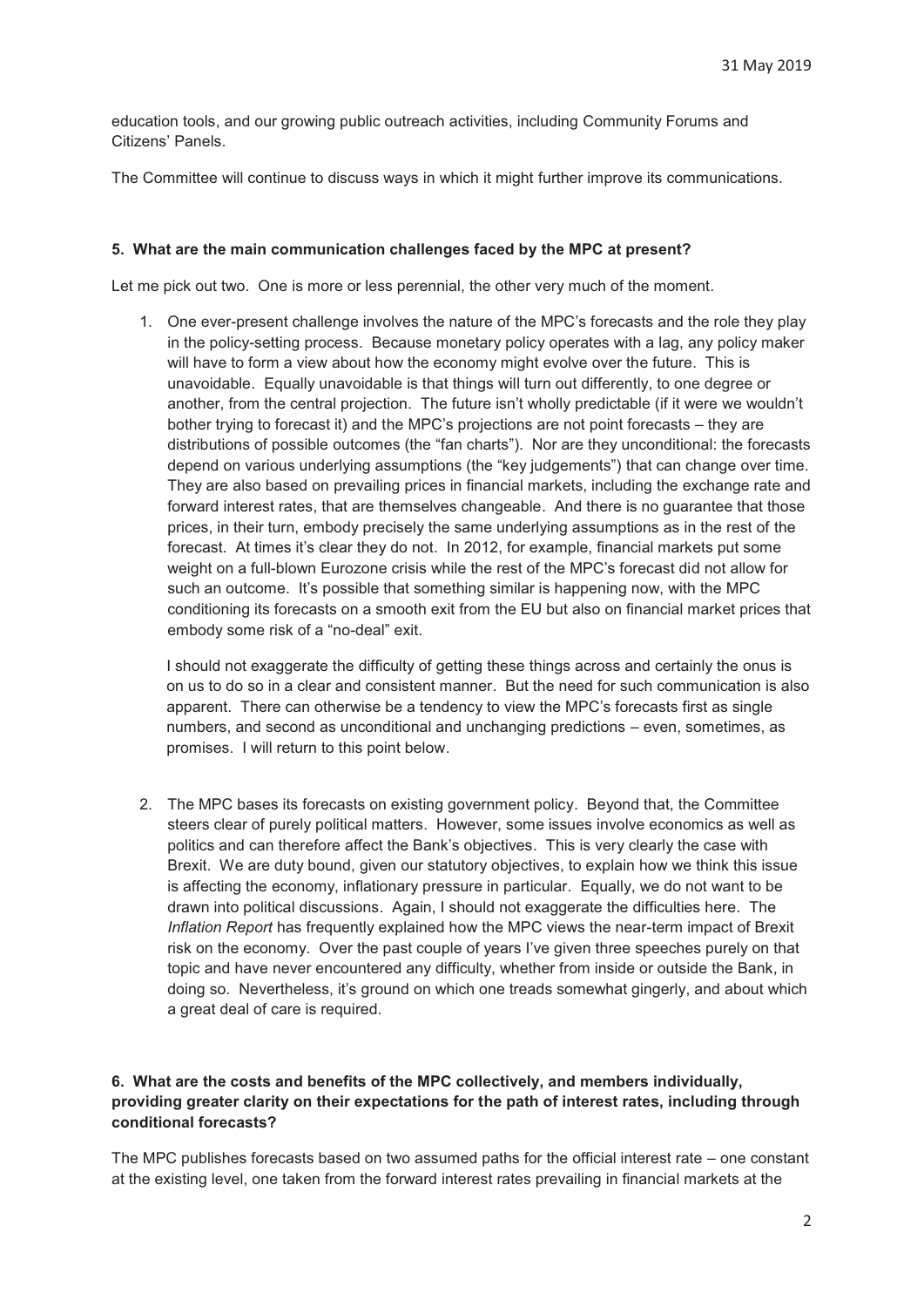education tools, and our growing public outreach activities, including Community Forums and Citizens' Panels.

The Committee will continue to discuss ways in which it might further improve its communications.

**5. What are the main communication challenges faced by the MPC at present?**

Let me pick out two. One is more or less perennial, the other very much of the moment.

1. One ever-present challenge involves the nature of the MPC's forecasts and the role they play in the policy-setting process. Because monetary policy operates with a lag, any policy maker will have to form a view about how the economy might evolve over the future. This is unavoidable. Equally unavoidable is that things will turn out differently, to one degree or another, from the central projection. The future isn't wholly predictable (if it were we wouldn't bother trying to forecast it) and the MPC's projections are not point forecasts – they are distributions of possible outcomes (the "fan charts"). Nor are they unconditional: the forecasts depend on various underlying assumptions (the "key judgements") that can change over time. They are also based on prevailing prices in financial markets, including the exchange rate and forward interest rates, that are themselves changeable. And there is no guarantee that those prices, in their turn, embody precisely the same underlying assumptions as in the rest of the forecast. At times it's clear they do not. In 2012, for example, financial markets put some weight on a full-blown Eurozone crisis while the rest of the MPC's forecast did not allow for such an outcome. It's possible that something similar is happening now, with the MPC conditioning its forecasts on a smooth exit from the EU but also on financial market prices that embody some risk of a "no-deal" exit.

   I should not exaggerate the difficulty of getting these things across and certainly the onus is on us to do so in a clear and consistent manner. But the need for such communication is also apparent. There can otherwise be a tendency to view the MPC's forecasts first as single numbers, and second as unconditional and unchanging predictions – even, sometimes, as promises. I will return to this point below.

2. The MPC bases its forecasts on existing government policy. Beyond that, the Committee steers clear of purely political matters. However, some issues involve economics as well as politics and can therefore affect the Bank's objectives. This is very clearly the case with Brexit. We are duty bound, given our statutory objectives, to explain how we think this issue is affecting the economy, inflationary pressure in particular. Equally, we do not want to be drawn into political discussions. Again, I should not exaggerate the difficulties here. The *Inflation Report* has frequently explained how the MPC views the near-term impact of Brexit risk on the economy. Over the past couple of years I've given three speeches purely on that topic and have never encountered any difficulty, whether from inside or outside the Bank, in doing so. Nevertheless, it's ground on which one treads somewhat gingerly, and about which a great deal of care is required.

**6. What are the costs and benefits of the MPC collectively, and members individually, providing greater clarity on their expectations for the path of interest rates, including through conditional forecasts?**

The MPC publishes forecasts based on two assumed paths for the official interest rate – one constant at the existing level, one taken from the forward interest rates prevailing in financial markets at the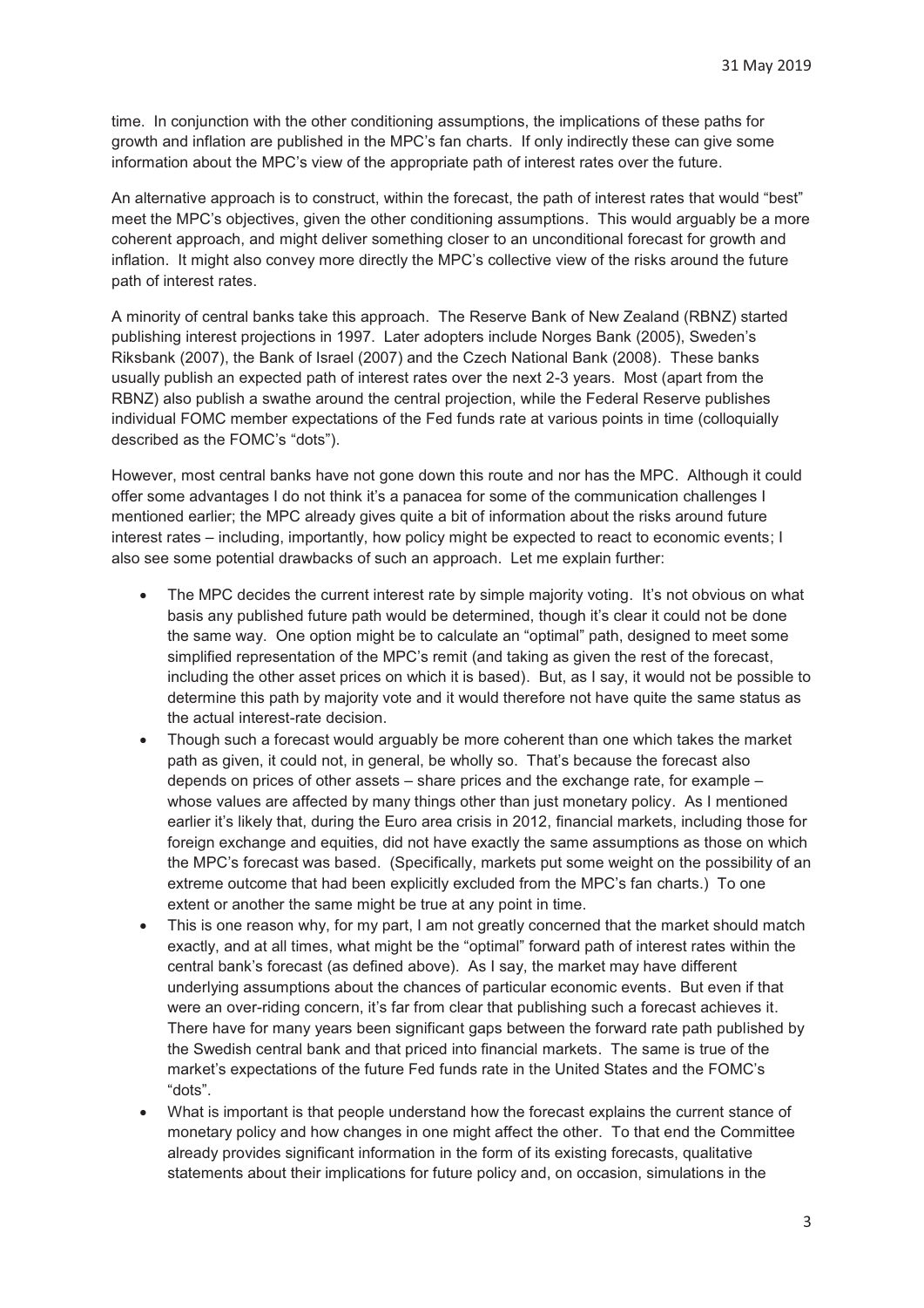time. In conjunction with the other conditioning assumptions, the implications of these paths for growth and inflation are published in the MPC's fan charts. If only indirectly these can give some information about the MPC's view of the appropriate path of interest rates over the future.

An alternative approach is to construct, within the forecast, the path of interest rates that would "best" meet the MPC's objectives, given the other conditioning assumptions. This would arguably be a more coherent approach, and might deliver something closer to an unconditional forecast for growth and inflation. It might also convey more directly the MPC's collective view of the risks around the future path of interest rates.

A minority of central banks take this approach. The Reserve Bank of New Zealand (RBNZ) started publishing interest projections in 1997. Later adopters include Norges Bank (2005), Sweden's Riksbank (2007), the Bank of Israel (2007) and the Czech National Bank (2008). These banks usually publish an expected path of interest rates over the next 2-3 years. Most (apart from the RBNZ) also publish a swathe around the central projection, while the Federal Reserve publishes individual FOMC member expectations of the Fed funds rate at various points in time (colloquially described as the FOMC's "dots").

However, most central banks have not gone down this route and nor has the MPC. Although it could offer some advantages I do not think it's a panacea for some of the communication challenges I mentioned earlier; the MPC already gives quite a bit of information about the risks around future interest rates – including, importantly, how policy might be expected to react to economic events; I also see some potential drawbacks of such an approach. Let me explain further:

- The MPC decides the current interest rate by simple majority voting. It's not obvious on what basis any published future path would be determined, though it's clear it could not be done the same way. One option might be to calculate an "optimal" path, designed to meet some simplified representation of the MPC's remit (and taking as given the rest of the forecast, including the other asset prices on which it is based). But, as I say, it would not be possible to determine this path by majority vote and it would therefore not have quite the same status as the actual interest-rate decision.
- Though such a forecast would arguably be more coherent than one which takes the market path as given, it could not, in general, be wholly so. That's because the forecast also depends on prices of other assets – share prices and the exchange rate, for example – whose values are affected by many things other than just monetary policy. As I mentioned earlier it's likely that, during the Euro area crisis in 2012, financial markets, including those for foreign exchange and equities, did not have exactly the same assumptions as those on which the MPC's forecast was based. (Specifically, markets put some weight on the possibility of an extreme outcome that had been explicitly excluded from the MPC's fan charts.) To one extent or another the same might be true at any point in time.
- This is one reason why, for my part, I am not greatly concerned that the market should match exactly, and at all times, what might be the "optimal" forward path of interest rates within the central bank's forecast (as defined above). As I say, the market may have different underlying assumptions about the chances of particular economic events. But even if that were an over-riding concern, it's far from clear that publishing such a forecast achieves it. There have for many years been significant gaps between the forward rate path published by the Swedish central bank and that priced into financial markets. The same is true of the market's expectations of the future Fed funds rate in the United States and the FOMC's "dots".
- What is important is that people understand how the forecast explains the current stance of monetary policy and how changes in one might affect the other. To that end the Committee already provides significant information in the form of its existing forecasts, qualitative statements about their implications for future policy and, on occasion, simulations in the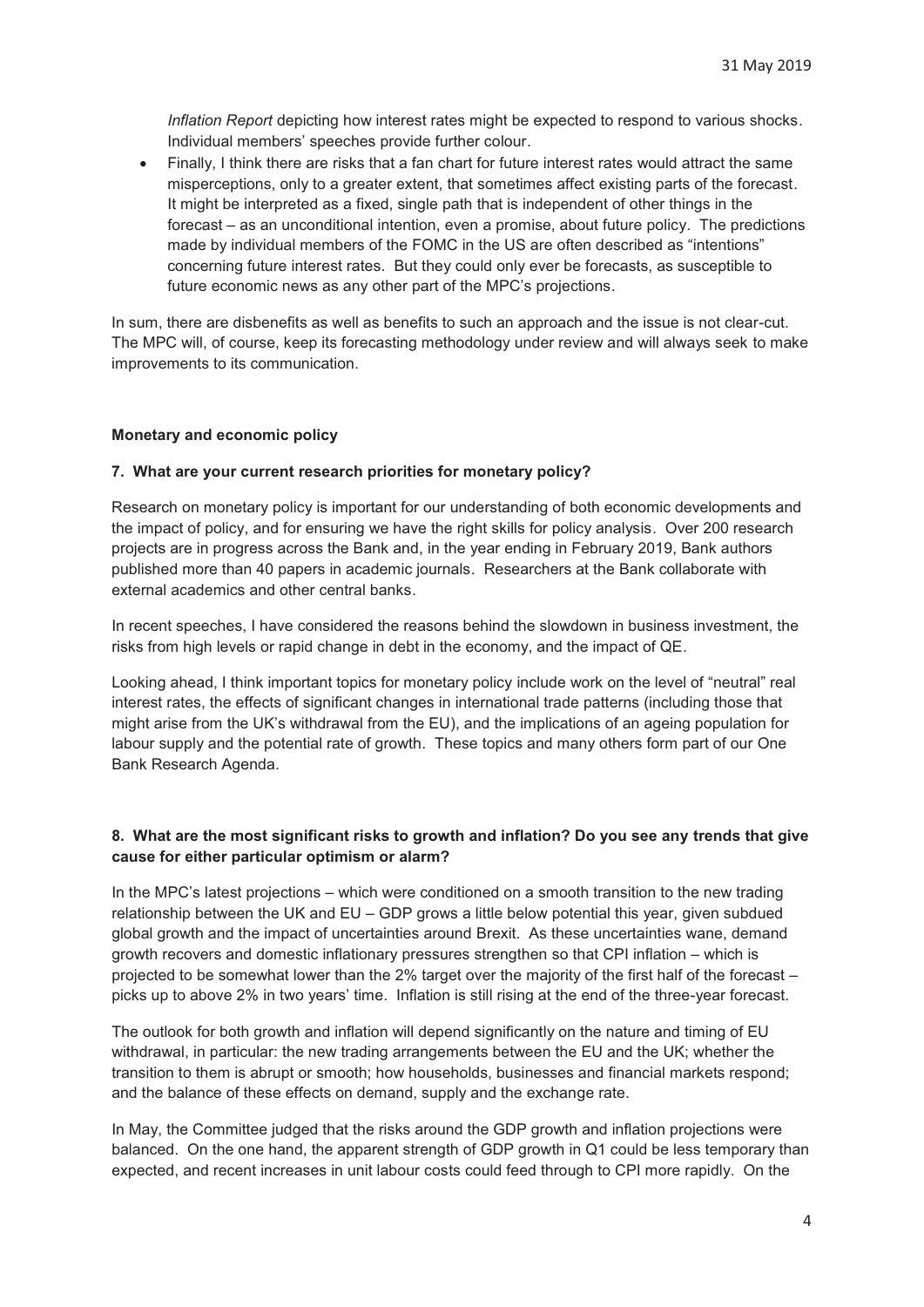*Inflation Report* depicting how interest rates might be expected to respond to various shocks. Individual members' speeches provide further colour.

- Finally, I think there are risks that a fan chart for future interest rates would attract the same misperceptions, only to a greater extent, that sometimes affect existing parts of the forecast. It might be interpreted as a fixed, single path that is independent of other things in the forecast – as an unconditional intention, even a promise, about future policy. The predictions made by individual members of the FOMC in the US are often described as "intentions" concerning future interest rates. But they could only ever be forecasts, as susceptible to future economic news as any other part of the MPC's projections.

In sum, there are disbenefits as well as benefits to such an approach and the issue is not clear-cut. The MPC will, of course, keep its forecasting methodology under review and will always seek to make improvements to its communication.

**Monetary and economic policy**

**7. What are your current research priorities for monetary policy?**

Research on monetary policy is important for our understanding of both economic developments and the impact of policy, and for ensuring we have the right skills for policy analysis. Over 200 research projects are in progress across the Bank and, in the year ending in February 2019, Bank authors published more than 40 papers in academic journals. Researchers at the Bank collaborate with external academics and other central banks.

In recent speeches, I have considered the reasons behind the slowdown in business investment, the risks from high levels or rapid change in debt in the economy, and the impact of QE.

Looking ahead, I think important topics for monetary policy include work on the level of "neutral" real interest rates, the effects of significant changes in international trade patterns (including those that might arise from the UK's withdrawal from the EU), and the implications of an ageing population for labour supply and the potential rate of growth. These topics and many others form part of our One Bank Research Agenda.

**8. What are the most significant risks to growth and inflation? Do you see any trends that give cause for either particular optimism or alarm?**

In the MPC's latest projections – which were conditioned on a smooth transition to the new trading relationship between the UK and EU – GDP grows a little below potential this year, given subdued global growth and the impact of uncertainties around Brexit. As these uncertainties wane, demand growth recovers and domestic inflationary pressures strengthen so that CPI inflation – which is projected to be somewhat lower than the 2% target over the majority of the first half of the forecast – picks up to above 2% in two years' time. Inflation is still rising at the end of the three-year forecast.

The outlook for both growth and inflation will depend significantly on the nature and timing of EU withdrawal, in particular: the new trading arrangements between the EU and the UK; whether the transition to them is abrupt or smooth; how households, businesses and financial markets respond; and the balance of these effects on demand, supply and the exchange rate.

In May, the Committee judged that the risks around the GDP growth and inflation projections were balanced. On the one hand, the apparent strength of GDP growth in Q1 could be less temporary than expected, and recent increases in unit labour costs could feed through to CPI more rapidly. On the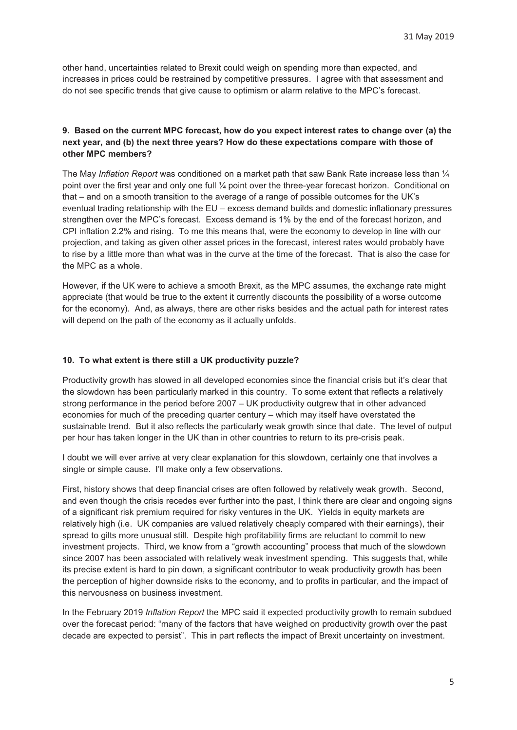other hand, uncertainties related to Brexit could weigh on spending more than expected, and increases in prices could be restrained by competitive pressures. I agree with that assessment and do not see specific trends that give cause to optimism or alarm relative to the MPC's forecast.

**9. Based on the current MPC forecast, how do you expect interest rates to change over (a) the next year, and (b) the next three years? How do these expectations compare with those of other MPC members?**

The May *Inflation Report* was conditioned on a market path that saw Bank Rate increase less than ¼ point over the first year and only one full ¼ point over the three-year forecast horizon. Conditional on that – and on a smooth transition to the average of a range of possible outcomes for the UK's eventual trading relationship with the EU – excess demand builds and domestic inflationary pressures strengthen over the MPC's forecast. Excess demand is 1% by the end of the forecast horizon, and CPI inflation 2.2% and rising. To me this means that, were the economy to develop in line with our projection, and taking as given other asset prices in the forecast, interest rates would probably have to rise by a little more than what was in the curve at the time of the forecast. That is also the case for the MPC as a whole.

However, if the UK were to achieve a smooth Brexit, as the MPC assumes, the exchange rate might appreciate (that would be true to the extent it currently discounts the possibility of a worse outcome for the economy). And, as always, there are other risks besides and the actual path for interest rates will depend on the path of the economy as it actually unfolds.

**10. To what extent is there still a UK productivity puzzle?**

Productivity growth has slowed in all developed economies since the financial crisis but it's clear that the slowdown has been particularly marked in this country. To some extent that reflects a relatively strong performance in the period before 2007 – UK productivity outgrew that in other advanced economies for much of the preceding quarter century – which may itself have overstated the sustainable trend. But it also reflects the particularly weak growth since that date. The level of output per hour has taken longer in the UK than in other countries to return to its pre-crisis peak.

I doubt we will ever arrive at very clear explanation for this slowdown, certainly one that involves a single or simple cause. I'll make only a few observations.

First, history shows that deep financial crises are often followed by relatively weak growth. Second, and even though the crisis recedes ever further into the past, I think there are clear and ongoing signs of a significant risk premium required for risky ventures in the UK. Yields in equity markets are relatively high (i.e. UK companies are valued relatively cheaply compared with their earnings), their spread to gilts more unusual still. Despite high profitability firms are reluctant to commit to new investment projects. Third, we know from a "growth accounting" process that much of the slowdown since 2007 has been associated with relatively weak investment spending. This suggests that, while its precise extent is hard to pin down, a significant contributor to weak productivity growth has been the perception of higher downside risks to the economy, and to profits in particular, and the impact of this nervousness on business investment.

In the February 2019 *Inflation Report* the MPC said it expected productivity growth to remain subdued over the forecast period: "many of the factors that have weighed on productivity growth over the past decade are expected to persist". This in part reflects the impact of Brexit uncertainty on investment.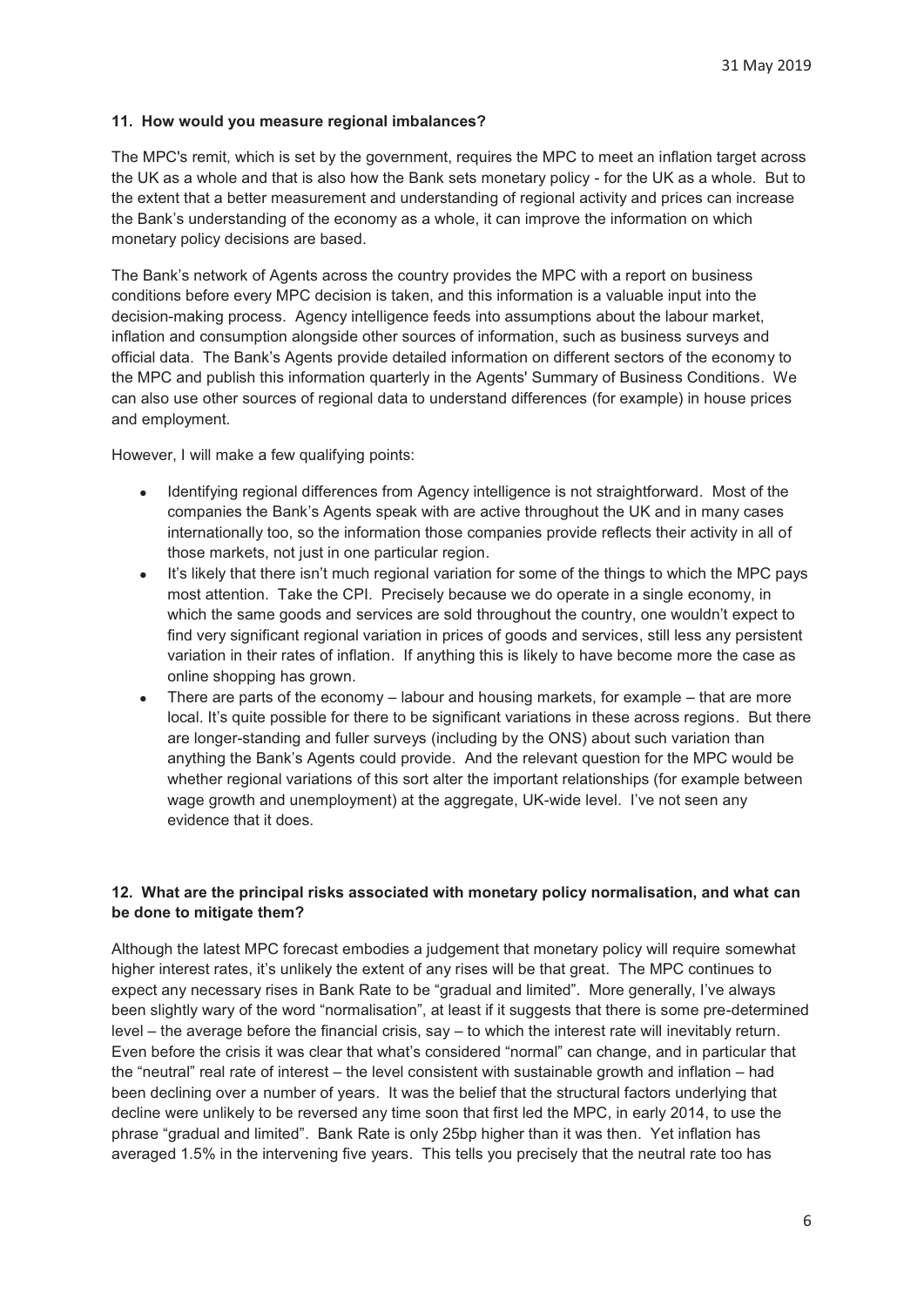31 May 2019

**11. How would you measure regional imbalances?**

The MPC's remit, which is set by the government, requires the MPC to meet an inflation target across the UK as a whole and that is also how the Bank sets monetary policy - for the UK as a whole. But to the extent that a better measurement and understanding of regional activity and prices can increase the Bank's understanding of the economy as a whole, it can improve the information on which monetary policy decisions are based.

The Bank's network of Agents across the country provides the MPC with a report on business conditions before every MPC decision is taken, and this information is a valuable input into the decision-making process. Agency intelligence feeds into assumptions about the labour market, inflation and consumption alongside other sources of information, such as business surveys and official data. The Bank's Agents provide detailed information on different sectors of the economy to the MPC and publish this information quarterly in the Agents' Summary of Business Conditions. We can also use other sources of regional data to understand differences (for example) in house prices and employment.

However, I will make a few qualifying points:

- Identifying regional differences from Agency intelligence is not straightforward. Most of the companies the Bank's Agents speak with are active throughout the UK and in many cases internationally too, so the information those companies provide reflects their activity in all of those markets, not just in one particular region.
- It's likely that there isn't much regional variation for some of the things to which the MPC pays most attention. Take the CPI. Precisely because we do operate in a single economy, in which the same goods and services are sold throughout the country, one wouldn't expect to find very significant regional variation in prices of goods and services, still less any persistent variation in their rates of inflation. If anything this is likely to have become more the case as online shopping has grown.
- There are parts of the economy – labour and housing markets, for example – that are more local. It's quite possible for there to be significant variations in these across regions. But there are longer-standing and fuller surveys (including by the ONS) about such variation than anything the Bank's Agents could provide. And the relevant question for the MPC would be whether regional variations of this sort alter the important relationships (for example between wage growth and unemployment) at the aggregate, UK-wide level. I've not seen any evidence that it does.

**12. What are the principal risks associated with monetary policy normalisation, and what can be done to mitigate them?**

Although the latest MPC forecast embodies a judgement that monetary policy will require somewhat higher interest rates, it's unlikely the extent of any rises will be that great. The MPC continues to expect any necessary rises in Bank Rate to be "gradual and limited". More generally, I've always been slightly wary of the word "normalisation", at least if it suggests that there is some pre-determined level – the average before the financial crisis, say – to which the interest rate will inevitably return. Even before the crisis it was clear that what's considered "normal" can change, and in particular that the "neutral" real rate of interest – the level consistent with sustainable growth and inflation – had been declining over a number of years. It was the belief that the structural factors underlying that decline were unlikely to be reversed any time soon that first led the MPC, in early 2014, to use the phrase "gradual and limited". Bank Rate is only 25bp higher than it was then. Yet inflation has averaged 1.5% in the intervening five years. This tells you precisely that the neutral rate too has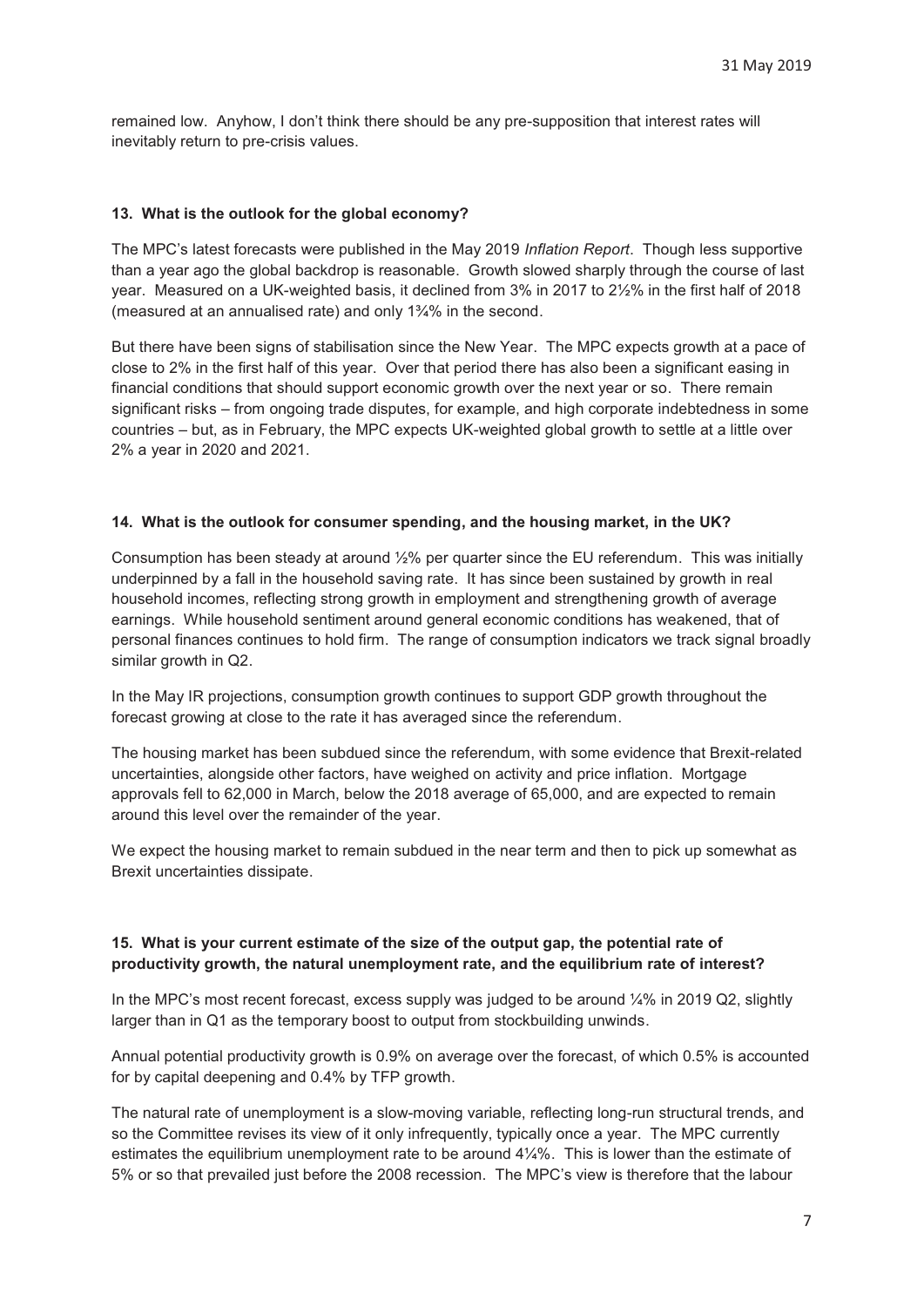remained low. Anyhow, I don't think there should be any pre-supposition that interest rates will inevitably return to pre-crisis values.

**13. What is the outlook for the global economy?**

The MPC's latest forecasts were published in the May 2019 *Inflation Report*. Though less supportive than a year ago the global backdrop is reasonable. Growth slowed sharply through the course of last year. Measured on a UK-weighted basis, it declined from 3% in 2017 to 2½% in the first half of 2018 (measured at an annualised rate) and only 1¾% in the second.

But there have been signs of stabilisation since the New Year. The MPC expects growth at a pace of close to 2% in the first half of this year. Over that period there has also been a significant easing in financial conditions that should support economic growth over the next year or so. There remain significant risks – from ongoing trade disputes, for example, and high corporate indebtedness in some countries – but, as in February, the MPC expects UK-weighted global growth to settle at a little over 2% a year in 2020 and 2021.

**14. What is the outlook for consumer spending, and the housing market, in the UK?**

Consumption has been steady at around ½% per quarter since the EU referendum. This was initially underpinned by a fall in the household saving rate. It has since been sustained by growth in real household incomes, reflecting strong growth in employment and strengthening growth of average earnings. While household sentiment around general economic conditions has weakened, that of personal finances continues to hold firm. The range of consumption indicators we track signal broadly similar growth in Q2.

In the May IR projections, consumption growth continues to support GDP growth throughout the forecast growing at close to the rate it has averaged since the referendum.

The housing market has been subdued since the referendum, with some evidence that Brexit-related uncertainties, alongside other factors, have weighed on activity and price inflation. Mortgage approvals fell to 62,000 in March, below the 2018 average of 65,000, and are expected to remain around this level over the remainder of the year.

We expect the housing market to remain subdued in the near term and then to pick up somewhat as Brexit uncertainties dissipate.

**15. What is your current estimate of the size of the output gap, the potential rate of productivity growth, the natural unemployment rate, and the equilibrium rate of interest?**

In the MPC's most recent forecast, excess supply was judged to be around ¼% in 2019 Q2, slightly larger than in Q1 as the temporary boost to output from stockbuilding unwinds.

Annual potential productivity growth is 0.9% on average over the forecast, of which 0.5% is accounted for by capital deepening and 0.4% by TFP growth.

The natural rate of unemployment is a slow-moving variable, reflecting long-run structural trends, and so the Committee revises its view of it only infrequently, typically once a year. The MPC currently estimates the equilibrium unemployment rate to be around 4¼%. This is lower than the estimate of 5% or so that prevailed just before the 2008 recession. The MPC's view is therefore that the labour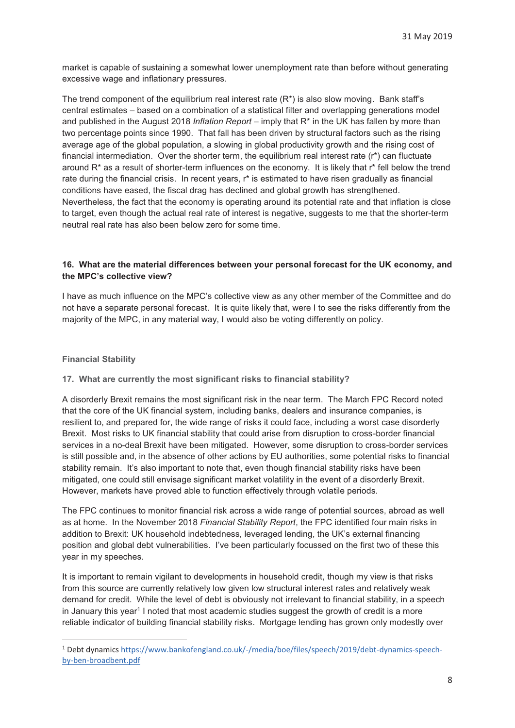market is capable of sustaining a somewhat lower unemployment rate than before without generating excessive wage and inflationary pressures.

The trend component of the equilibrium real interest rate ($R^*$) is also slow moving. Bank staff's central estimates – based on a combination of a statistical filter and overlapping generations model and published in the August 2018 *Inflation Report* – imply that $R^*$ in the UK has fallen by more than two percentage points since 1990. That fall has been driven by structural factors such as the rising average age of the global population, a slowing in global productivity growth and the rising cost of financial intermediation. Over the shorter term, the equilibrium real interest rate ($r^*$) can fluctuate around $R^*$ as a result of shorter-term influences on the economy. It is likely that $r^*$ fell below the trend rate during the financial crisis. In recent years, $r^*$ is estimated to have risen gradually as financial conditions have eased, the fiscal drag has declined and global growth has strengthened. Nevertheless, the fact that the economy is operating around its potential rate and that inflation is close to target, even though the actual real rate of interest is negative, suggests to me that the shorter-term neutral real rate has also been below zero for some time.

**16. What are the material differences between your personal forecast for the UK economy, and the MPC's collective view?**

I have as much influence on the MPC's collective view as any other member of the Committee and do not have a separate personal forecast. It is quite likely that, were I to see the risks differently from the majority of the MPC, in any material way, I would also be voting differently on policy.

## Financial Stability

**17. What are currently the most significant risks to financial stability?**

A disorderly Brexit remains the most significant risk in the near term. The March FPC Record noted that the core of the UK financial system, including banks, dealers and insurance companies, is resilient to, and prepared for, the wide range of risks it could face, including a worst case disorderly Brexit. Most risks to UK financial stability that could arise from disruption to cross-border financial services in a no-deal Brexit have been mitigated. However, some disruption to cross-border services is still possible and, in the absence of other actions by EU authorities, some potential risks to financial stability remain. It's also important to note that, even though financial stability risks have been mitigated, one could still envisage significant market volatility in the event of a disorderly Brexit. However, markets have proved able to function effectively through volatile periods.

The FPC continues to monitor financial risk across a wide range of potential sources, abroad as well as at home. In the November 2018 *Financial Stability Report*, the FPC identified four main risks in addition to Brexit: UK household indebtedness, leveraged lending, the UK's external financing position and global debt vulnerabilities. I've been particularly focussed on the first two of these this year in my speeches.

It is important to remain vigilant to developments in household credit, though my view is that risks from this source are currently relatively low given low structural interest rates and relatively weak demand for credit. While the level of debt is obviously not irrelevant to financial stability, in a speech in January this year[1] I noted that most academic studies suggest the growth of credit is a more reliable indicator of building financial stability risks. Mortgage lending has grown only modestly over

[1] Debt dynamics https://www.bankofengland.co.uk/-/media/boe/files/speech/2019/debt-dynamics-speech-by-ben-broadbent.pdf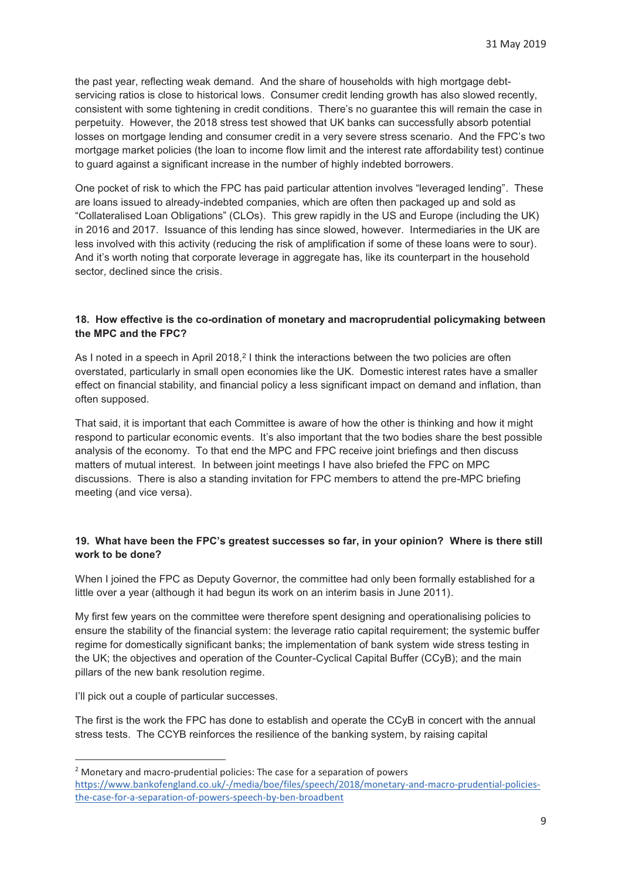the past year, reflecting weak demand. And the share of households with high mortgage debt-servicing ratios is close to historical lows. Consumer credit lending growth has also slowed recently, consistent with some tightening in credit conditions. There's no guarantee this will remain the case in perpetuity. However, the 2018 stress test showed that UK banks can successfully absorb potential losses on mortgage lending and consumer credit in a very severe stress scenario. And the FPC's two mortgage market policies (the loan to income flow limit and the interest rate affordability test) continue to guard against a significant increase in the number of highly indebted borrowers.

One pocket of risk to which the FPC has paid particular attention involves "leveraged lending". These are loans issued to already-indebted companies, which are often then packaged up and sold as "Collateralised Loan Obligations" (CLOs). This grew rapidly in the US and Europe (including the UK) in 2016 and 2017. Issuance of this lending has since slowed, however. Intermediaries in the UK are less involved with this activity (reducing the risk of amplification if some of these loans were to sour). And it's worth noting that corporate leverage in aggregate has, like its counterpart in the household sector, declined since the crisis.

**18. How effective is the co-ordination of monetary and macroprudential policymaking between the MPC and the FPC?**

As I noted in a speech in April 2018,[2] I think the interactions between the two policies are often overstated, particularly in small open economies like the UK. Domestic interest rates have a smaller effect on financial stability, and financial policy a less significant impact on demand and inflation, than often supposed.

That said, it is important that each Committee is aware of how the other is thinking and how it might respond to particular economic events. It's also important that the two bodies share the best possible analysis of the economy. To that end the MPC and FPC receive joint briefings and then discuss matters of mutual interest. In between joint meetings I have also briefed the FPC on MPC discussions. There is also a standing invitation for FPC members to attend the pre-MPC briefing meeting (and vice versa).

**19. What have been the FPC's greatest successes so far, in your opinion? Where is there still work to be done?**

When I joined the FPC as Deputy Governor, the committee had only been formally established for a little over a year (although it had begun its work on an interim basis in June 2011).

My first few years on the committee were therefore spent designing and operationalising policies to ensure the stability of the financial system: the leverage ratio capital requirement; the systemic buffer regime for domestically significant banks; the implementation of bank system wide stress testing in the UK; the objectives and operation of the Counter-Cyclical Capital Buffer (CCyB); and the main pillars of the new bank resolution regime.

I'll pick out a couple of particular successes.

The first is the work the FPC has done to establish and operate the CCyB in concert with the annual stress tests. The CCYB reinforces the resilience of the banking system, by raising capital

---

[2] Monetary and macro-prudential policies: The case for a separation of powers
https://www.bankofengland.co.uk/-/media/boe/files/speech/2018/monetary-and-macro-prudential-policies-the-case-for-a-separation-of-powers-speech-by-ben-broadbent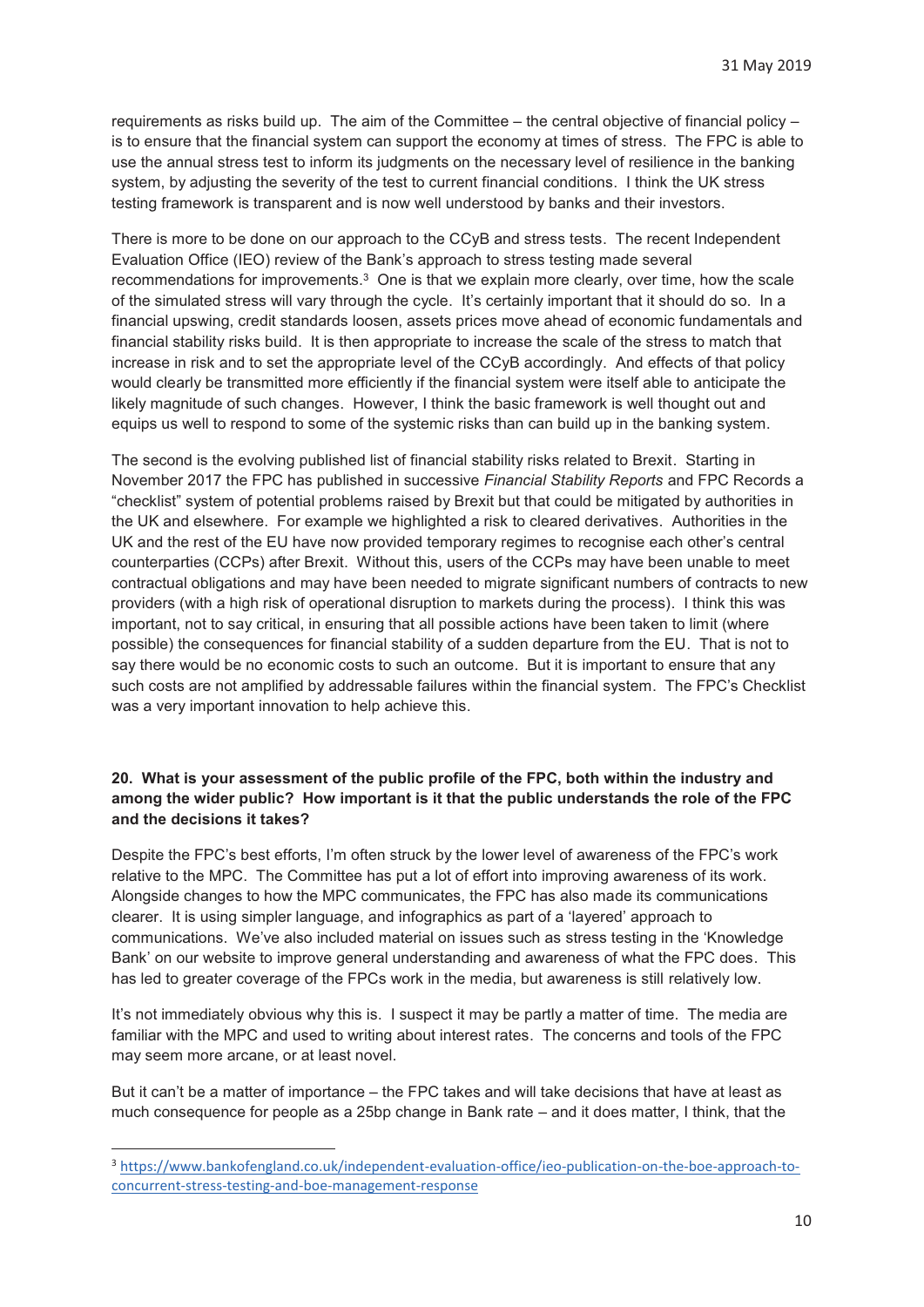requirements as risks build up. The aim of the Committee – the central objective of financial policy – is to ensure that the financial system can support the economy at times of stress. The FPC is able to use the annual stress test to inform its judgments on the necessary level of resilience in the banking system, by adjusting the severity of the test to current financial conditions. I think the UK stress testing framework is transparent and is now well understood by banks and their investors.

There is more to be done on our approach to the CCyB and stress tests. The recent Independent Evaluation Office (IEO) review of the Bank's approach to stress testing made several recommendations for improvements.[3] One is that we explain more clearly, over time, how the scale of the simulated stress will vary through the cycle. It's certainly important that it should do so. In a financial upswing, credit standards loosen, assets prices move ahead of economic fundamentals and financial stability risks build. It is then appropriate to increase the scale of the stress to match that increase in risk and to set the appropriate level of the CCyB accordingly. And effects of that policy would clearly be transmitted more efficiently if the financial system were itself able to anticipate the likely magnitude of such changes. However, I think the basic framework is well thought out and equips us well to respond to some of the systemic risks than can build up in the banking system.

The second is the evolving published list of financial stability risks related to Brexit. Starting in November 2017 the FPC has published in successive *Financial Stability Reports* and FPC Records a "checklist" system of potential problems raised by Brexit but that could be mitigated by authorities in the UK and elsewhere. For example we highlighted a risk to cleared derivatives. Authorities in the UK and the rest of the EU have now provided temporary regimes to recognise each other's central counterparties (CCPs) after Brexit. Without this, users of the CCPs may have been unable to meet contractual obligations and may have been needed to migrate significant numbers of contracts to new providers (with a high risk of operational disruption to markets during the process). I think this was important, not to say critical, in ensuring that all possible actions have been taken to limit (where possible) the consequences for financial stability of a sudden departure from the EU. That is not to say there would be no economic costs to such an outcome. But it is important to ensure that any such costs are not amplified by addressable failures within the financial system. The FPC's Checklist was a very important innovation to help achieve this.

**20. What is your assessment of the public profile of the FPC, both within the industry and among the wider public? How important is it that the public understands the role of the FPC and the decisions it takes?**

Despite the FPC's best efforts, I'm often struck by the lower level of awareness of the FPC's work relative to the MPC. The Committee has put a lot of effort into improving awareness of its work. Alongside changes to how the MPC communicates, the FPC has also made its communications clearer. It is using simpler language, and infographics as part of a 'layered' approach to communications. We've also included material on issues such as stress testing in the 'Knowledge Bank' on our website to improve general understanding and awareness of what the FPC does. This has led to greater coverage of the FPCs work in the media, but awareness is still relatively low.

It's not immediately obvious why this is. I suspect it may be partly a matter of time. The media are familiar with the MPC and used to writing about interest rates. The concerns and tools of the FPC may seem more arcane, or at least novel.

But it can't be a matter of importance – the FPC takes and will take decisions that have at least as much consequence for people as a 25bp change in Bank rate – and it does matter, I think, that the

[3] https://www.bankofengland.co.uk/independent-evaluation-office/ieo-publication-on-the-boe-approach-to-concurrent-stress-testing-and-boe-management-response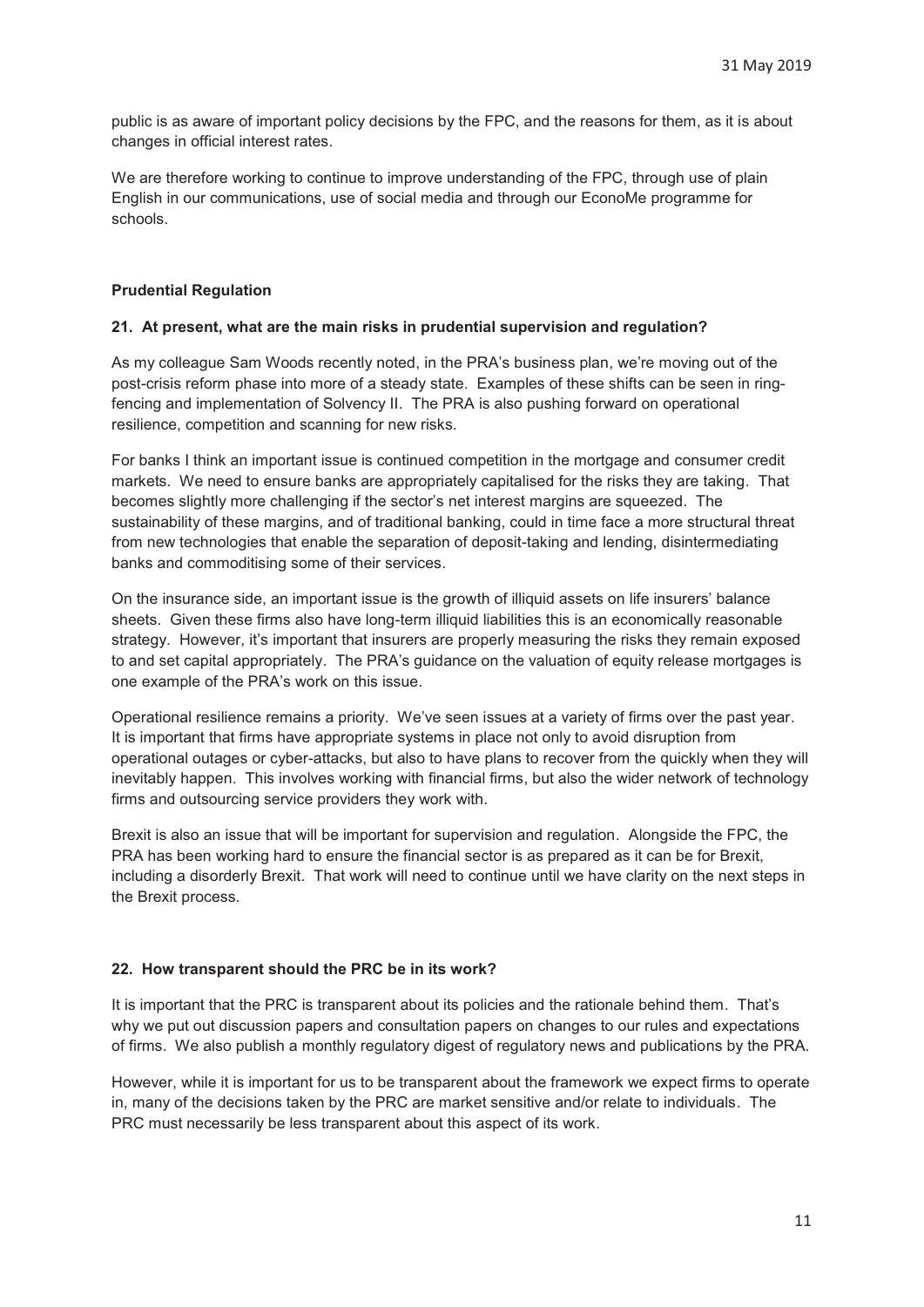public is as aware of important policy decisions by the FPC, and the reasons for them, as it is about changes in official interest rates.

We are therefore working to continue to improve understanding of the FPC, through use of plain English in our communications, use of social media and through our EconoMe programme for schools.

## Prudential Regulation

### 21. At present, what are the main risks in prudential supervision and regulation?

As my colleague Sam Woods recently noted, in the PRA's business plan, we're moving out of the post-crisis reform phase into more of a steady state. Examples of these shifts can be seen in ring-fencing and implementation of Solvency II. The PRA is also pushing forward on operational resilience, competition and scanning for new risks.

For banks I think an important issue is continued competition in the mortgage and consumer credit markets. We need to ensure banks are appropriately capitalised for the risks they are taking. That becomes slightly more challenging if the sector's net interest margins are squeezed. The sustainability of these margins, and of traditional banking, could in time face a more structural threat from new technologies that enable the separation of deposit-taking and lending, disintermediating banks and commoditising some of their services.

On the insurance side, an important issue is the growth of illiquid assets on life insurers' balance sheets. Given these firms also have long-term illiquid liabilities this is an economically reasonable strategy. However, it's important that insurers are properly measuring the risks they remain exposed to and set capital appropriately. The PRA's guidance on the valuation of equity release mortgages is one example of the PRA's work on this issue.

Operational resilience remains a priority. We've seen issues at a variety of firms over the past year. It is important that firms have appropriate systems in place not only to avoid disruption from operational outages or cyber-attacks, but also to have plans to recover from the quickly when they will inevitably happen. This involves working with financial firms, but also the wider network of technology firms and outsourcing service providers they work with.

Brexit is also an issue that will be important for supervision and regulation. Alongside the FPC, the PRA has been working hard to ensure the financial sector is as prepared as it can be for Brexit, including a disorderly Brexit. That work will need to continue until we have clarity on the next steps in the Brexit process.

### 22. How transparent should the PRC be in its work?

It is important that the PRC is transparent about its policies and the rationale behind them. That's why we put out discussion papers and consultation papers on changes to our rules and expectations of firms. We also publish a monthly regulatory digest of regulatory news and publications by the PRA.

However, while it is important for us to be transparent about the framework we expect firms to operate in, many of the decisions taken by the PRC are market sensitive and/or relate to individuals. The PRC must necessarily be less transparent about this aspect of its work.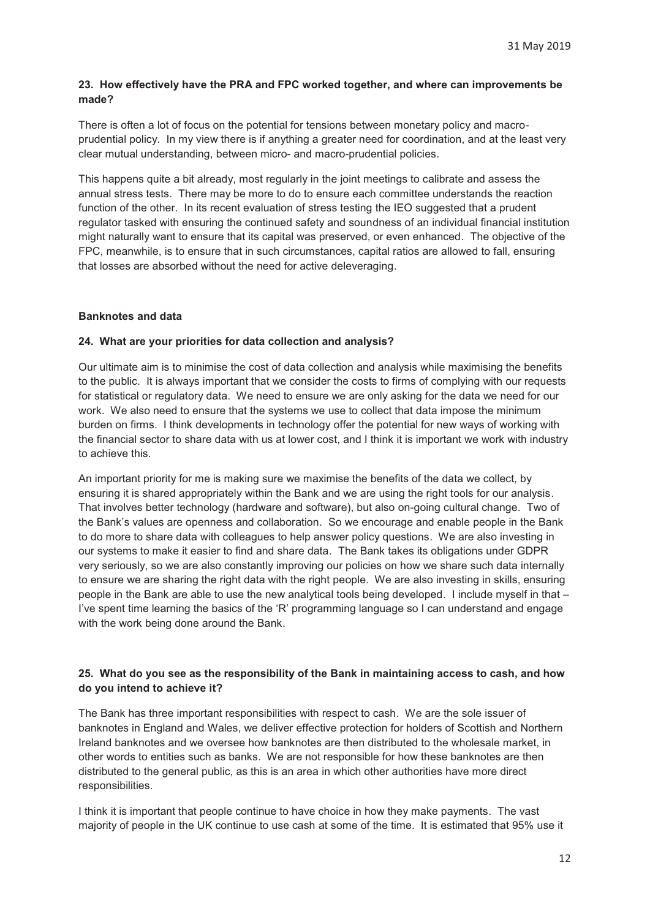**23. How effectively have the PRA and FPC worked together, and where can improvements be made?**

There is often a lot of focus on the potential for tensions between monetary policy and macro-prudential policy. In my view there is if anything a greater need for coordination, and at the least very clear mutual understanding, between micro- and macro-prudential policies.

This happens quite a bit already, most regularly in the joint meetings to calibrate and assess the annual stress tests. There may be more to do to ensure each committee understands the reaction function of the other. In its recent evaluation of stress testing the IEO suggested that a prudent regulator tasked with ensuring the continued safety and soundness of an individual financial institution might naturally want to ensure that its capital was preserved, or even enhanced. The objective of the FPC, meanwhile, is to ensure that in such circumstances, capital ratios are allowed to fall, ensuring that losses are absorbed without the need for active deleveraging.

**Banknotes and data**

**24. What are your priorities for data collection and analysis?**

Our ultimate aim is to minimise the cost of data collection and analysis while maximising the benefits to the public. It is always important that we consider the costs to firms of complying with our requests for statistical or regulatory data. We need to ensure we are only asking for the data we need for our work. We also need to ensure that the systems we use to collect that data impose the minimum burden on firms. I think developments in technology offer the potential for new ways of working with the financial sector to share data with us at lower cost, and I think it is important we work with industry to achieve this.

An important priority for me is making sure we maximise the benefits of the data we collect, by ensuring it is shared appropriately within the Bank and we are using the right tools for our analysis. That involves better technology (hardware and software), but also on-going cultural change. Two of the Bank's values are openness and collaboration. So we encourage and enable people in the Bank to do more to share data with colleagues to help answer policy questions. We are also investing in our systems to make it easier to find and share data. The Bank takes its obligations under GDPR very seriously, so we are also constantly improving our policies on how we share such data internally to ensure we are sharing the right data with the right people. We are also investing in skills, ensuring people in the Bank are able to use the new analytical tools being developed. I include myself in that – I've spent time learning the basics of the 'R' programming language so I can understand and engage with the work being done around the Bank.

**25. What do you see as the responsibility of the Bank in maintaining access to cash, and how do you intend to achieve it?**

The Bank has three important responsibilities with respect to cash. We are the sole issuer of banknotes in England and Wales, we deliver effective protection for holders of Scottish and Northern Ireland banknotes and we oversee how banknotes are then distributed to the wholesale market, in other words to entities such as banks. We are not responsible for how these banknotes are then distributed to the general public, as this is an area in which other authorities have more direct responsibilities.

I think it is important that people continue to have choice in how they make payments. The vast majority of people in the UK continue to use cash at some of the time. It is estimated that 95% use it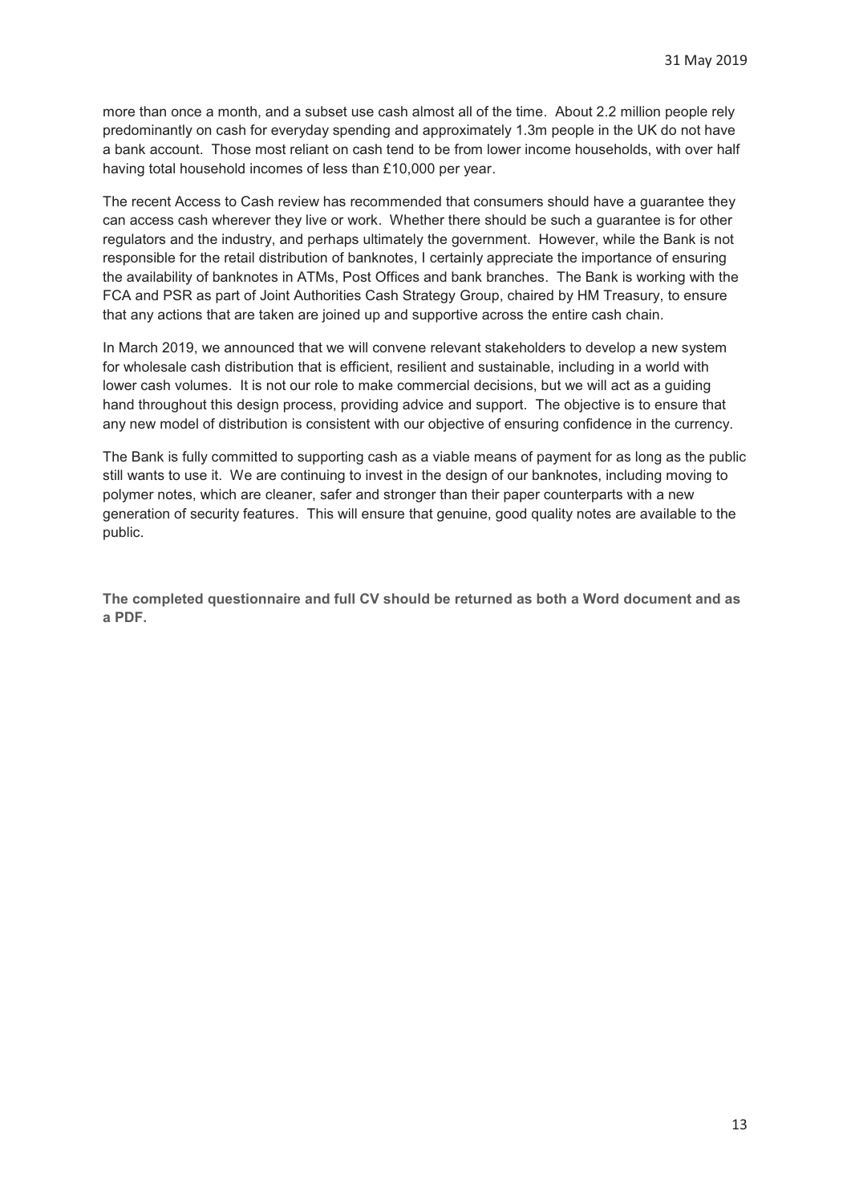more than once a month, and a subset use cash almost all of the time. About 2.2 million people rely predominantly on cash for everyday spending and approximately 1.3m people in the UK do not have a bank account. Those most reliant on cash tend to be from lower income households, with over half having total household incomes of less than £10,000 per year.

The recent Access to Cash review has recommended that consumers should have a guarantee they can access cash wherever they live or work. Whether there should be such a guarantee is for other regulators and the industry, and perhaps ultimately the government. However, while the Bank is not responsible for the retail distribution of banknotes, I certainly appreciate the importance of ensuring the availability of banknotes in ATMs, Post Offices and bank branches. The Bank is working with the FCA and PSR as part of Joint Authorities Cash Strategy Group, chaired by HM Treasury, to ensure that any actions that are taken are joined up and supportive across the entire cash chain.

In March 2019, we announced that we will convene relevant stakeholders to develop a new system for wholesale cash distribution that is efficient, resilient and sustainable, including in a world with lower cash volumes. It is not our role to make commercial decisions, but we will act as a guiding hand throughout this design process, providing advice and support. The objective is to ensure that any new model of distribution is consistent with our objective of ensuring confidence in the currency.

The Bank is fully committed to supporting cash as a viable means of payment for as long as the public still wants to use it. We are continuing to invest in the design of our banknotes, including moving to polymer notes, which are cleaner, safer and stronger than their paper counterparts with a new generation of security features. This will ensure that genuine, good quality notes are available to the public.

**The completed questionnaire and full CV should be returned as both a Word document and as a PDF.**